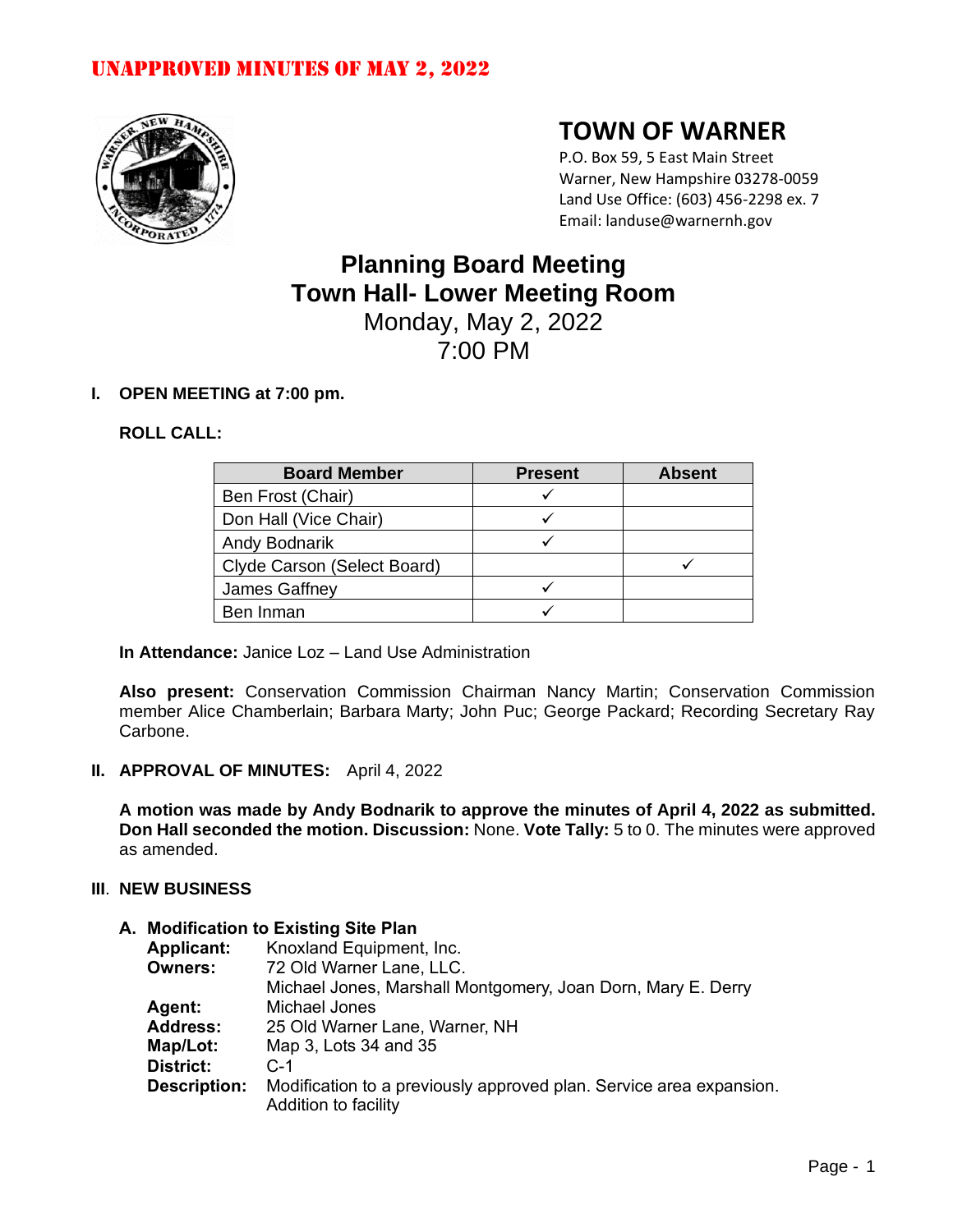# UNAPPROVED MINUTES OF MAY 2, 2022

## TOWN OF WARNER

P.O. Box 59, 5 East Main Street
Warner, New Hampshire 03278-0059
Land Use Office: (603) 456-2298 ex. 7
Email: landuse@warnernh.gov

# Planning Board Meeting
# Town Hall- Lower Meeting Room
## Monday, May 2, 2022
## 7:00 PM

**I. OPEN MEETING at 7:00 pm.**

**ROLL CALL:**

| Board Member | Present | Absent |
|---|---|---|
| Ben Frost (Chair) | ✓ | |
| Don Hall (Vice Chair) | ✓ | |
| Andy Bodnarik | ✓ | |
| Clyde Carson (Select Board) | | ✓ |
| James Gaffney | ✓ | |
| Ben Inman | ✓ | |

**In Attendance:** Janice Loz – Land Use Administration

**Also present:** Conservation Commission Chairman Nancy Martin; Conservation Commission member Alice Chamberlain; Barbara Marty; John Puc; George Packard; Recording Secretary Ray Carbone.

**II. APPROVAL OF MINUTES:** April 4, 2022

**A motion was made by Andy Bodnarik to approve the minutes of April 4, 2022 as submitted. Don Hall seconded the motion. Discussion:** None. **Vote Tally:** 5 to 0. The minutes were approved as amended.

**III. NEW BUSINESS**

**A. Modification to Existing Site Plan**

**Applicant:** Knoxland Equipment, Inc.
**Owners:** 72 Old Warner Lane, LLC.
Michael Jones, Marshall Montgomery, Joan Dorn, Mary E. Derry
**Agent:** Michael Jones
**Address:** 25 Old Warner Lane, Warner, NH
**Map/Lot:** Map 3, Lots 34 and 35
**District:** C-1
**Description:** Modification to a previously approved plan. Service area expansion. Addition to facility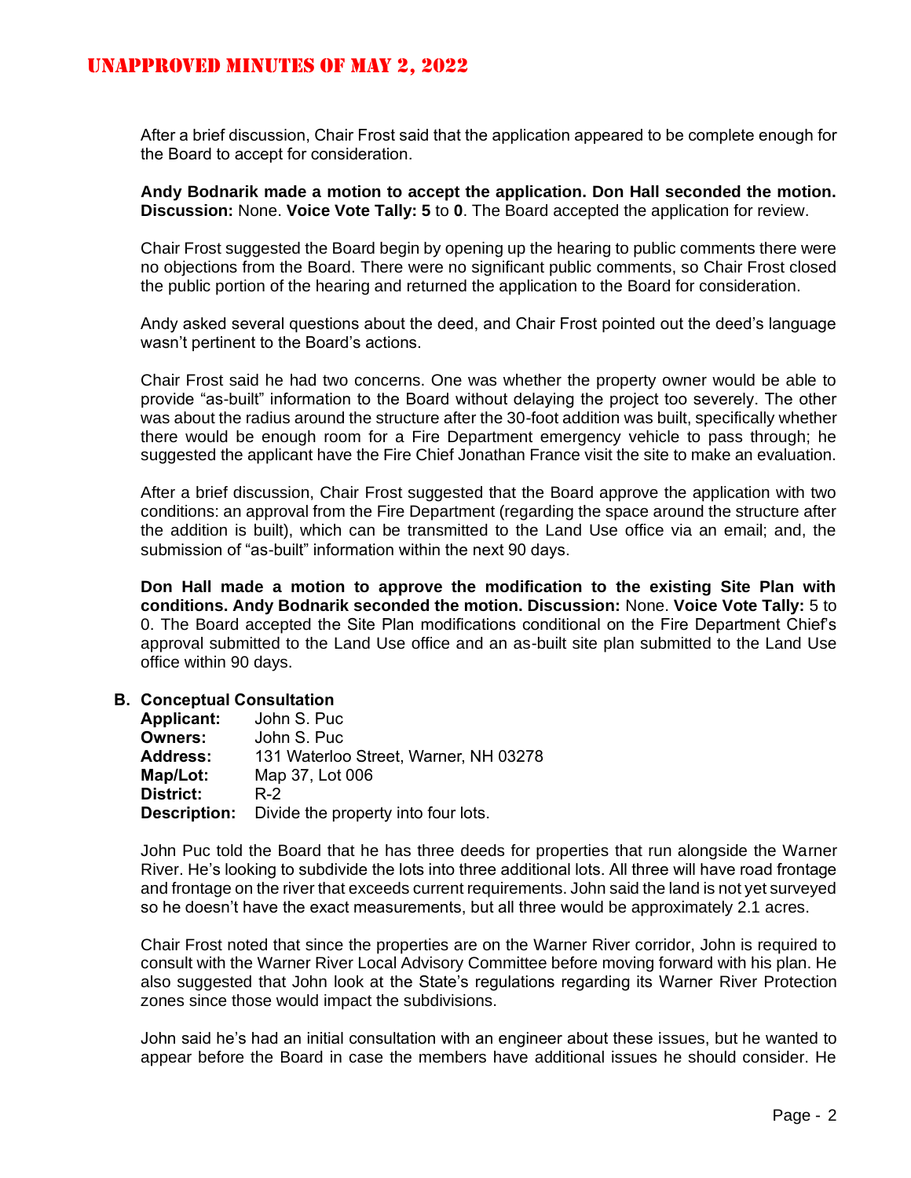After a brief discussion, Chair Frost said that the application appeared to be complete enough for the Board to accept for consideration.

**Andy Bodnarik made a motion to accept the application. Don Hall seconded the motion. Discussion:** None. **Voice Vote Tally: 5** to **0**. The Board accepted the application for review.

Chair Frost suggested the Board begin by opening up the hearing to public comments there were no objections from the Board. There were no significant public comments, so Chair Frost closed the public portion of the hearing and returned the application to the Board for consideration.

Andy asked several questions about the deed, and Chair Frost pointed out the deed's language wasn't pertinent to the Board's actions.

Chair Frost said he had two concerns. One was whether the property owner would be able to provide "as-built" information to the Board without delaying the project too severely. The other was about the radius around the structure after the 30-foot addition was built, specifically whether there would be enough room for a Fire Department emergency vehicle to pass through; he suggested the applicant have the Fire Chief Jonathan France visit the site to make an evaluation.

After a brief discussion, Chair Frost suggested that the Board approve the application with two conditions: an approval from the Fire Department (regarding the space around the structure after the addition is built), which can be transmitted to the Land Use office via an email; and, the submission of "as-built" information within the next 90 days.

**Don Hall made a motion to approve the modification to the existing Site Plan with conditions. Andy Bodnarik seconded the motion. Discussion:** None. **Voice Vote Tally:** 5 to 0. The Board accepted the Site Plan modifications conditional on the Fire Department Chief's approval submitted to the Land Use office and an as-built site plan submitted to the Land Use office within 90 days.

**B. Conceptual Consultation**

**Applicant:** John S. Puc
**Owners:** John S. Puc
**Address:** 131 Waterloo Street, Warner, NH 03278
**Map/Lot:** Map 37, Lot 006
**District:** R-2
**Description:** Divide the property into four lots.

John Puc told the Board that he has three deeds for properties that run alongside the Warner River. He's looking to subdivide the lots into three additional lots. All three will have road frontage and frontage on the river that exceeds current requirements. John said the land is not yet surveyed so he doesn't have the exact measurements, but all three would be approximately 2.1 acres.

Chair Frost noted that since the properties are on the Warner River corridor, John is required to consult with the Warner River Local Advisory Committee before moving forward with his plan. He also suggested that John look at the State's regulations regarding its Warner River Protection zones since those would impact the subdivisions.

John said he's had an initial consultation with an engineer about these issues, but he wanted to appear before the Board in case the members have additional issues he should consider. He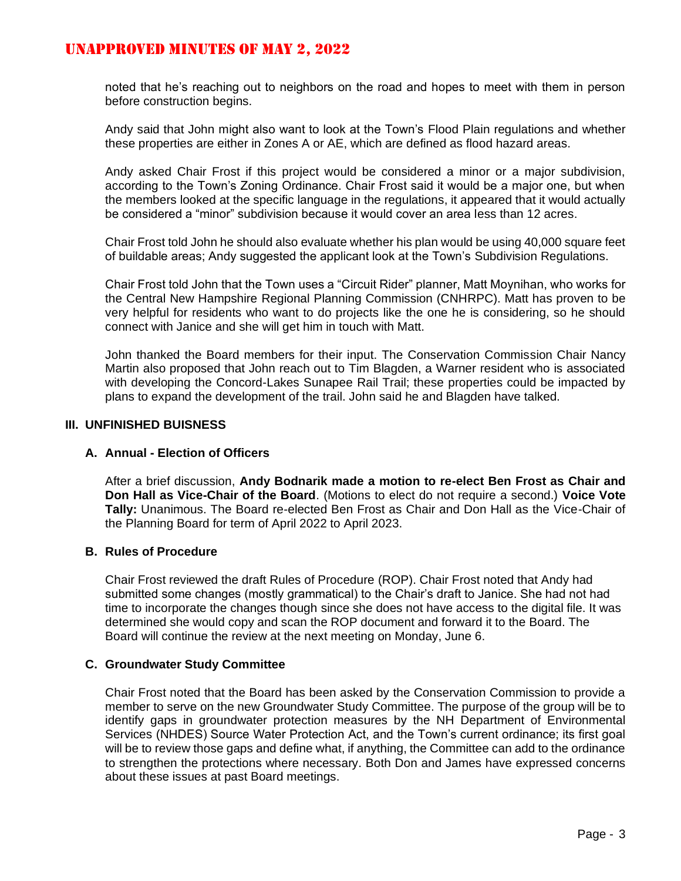noted that he's reaching out to neighbors on the road and hopes to meet with them in person before construction begins.

Andy said that John might also want to look at the Town's Flood Plain regulations and whether these properties are either in Zones A or AE, which are defined as flood hazard areas.

Andy asked Chair Frost if this project would be considered a minor or a major subdivision, according to the Town's Zoning Ordinance. Chair Frost said it would be a major one, but when the members looked at the specific language in the regulations, it appeared that it would actually be considered a "minor" subdivision because it would cover an area less than 12 acres.

Chair Frost told John he should also evaluate whether his plan would be using 40,000 square feet of buildable areas; Andy suggested the applicant look at the Town's Subdivision Regulations.

Chair Frost told John that the Town uses a "Circuit Rider" planner, Matt Moynihan, who works for the Central New Hampshire Regional Planning Commission (CNHRPC). Matt has proven to be very helpful for residents who want to do projects like the one he is considering, so he should connect with Janice and she will get him in touch with Matt.

John thanked the Board members for their input. The Conservation Commission Chair Nancy Martin also proposed that John reach out to Tim Blagden, a Warner resident who is associated with developing the Concord-Lakes Sunapee Rail Trail; these properties could be impacted by plans to expand the development of the trail. John said he and Blagden have talked.

## III. UNFINISHED BUISNESS

### A. Annual - Election of Officers

After a brief discussion, **Andy Bodnarik made a motion to re-elect Ben Frost as Chair and Don Hall as Vice-Chair of the Board**. (Motions to elect do not require a second.) **Voice Vote Tally:** Unanimous. The Board re-elected Ben Frost as Chair and Don Hall as the Vice-Chair of the Planning Board for term of April 2022 to April 2023.

### B. Rules of Procedure

Chair Frost reviewed the draft Rules of Procedure (ROP). Chair Frost noted that Andy had submitted some changes (mostly grammatical) to the Chair's draft to Janice. She had not had time to incorporate the changes though since she does not have access to the digital file. It was determined she would copy and scan the ROP document and forward it to the Board. The Board will continue the review at the next meeting on Monday, June 6.

### C. Groundwater Study Committee

Chair Frost noted that the Board has been asked by the Conservation Commission to provide a member to serve on the new Groundwater Study Committee. The purpose of the group will be to identify gaps in groundwater protection measures by the NH Department of Environmental Services (NHDES) Source Water Protection Act, and the Town's current ordinance; its first goal will be to review those gaps and define what, if anything, the Committee can add to the ordinance to strengthen the protections where necessary. Both Don and James have expressed concerns about these issues at past Board meetings.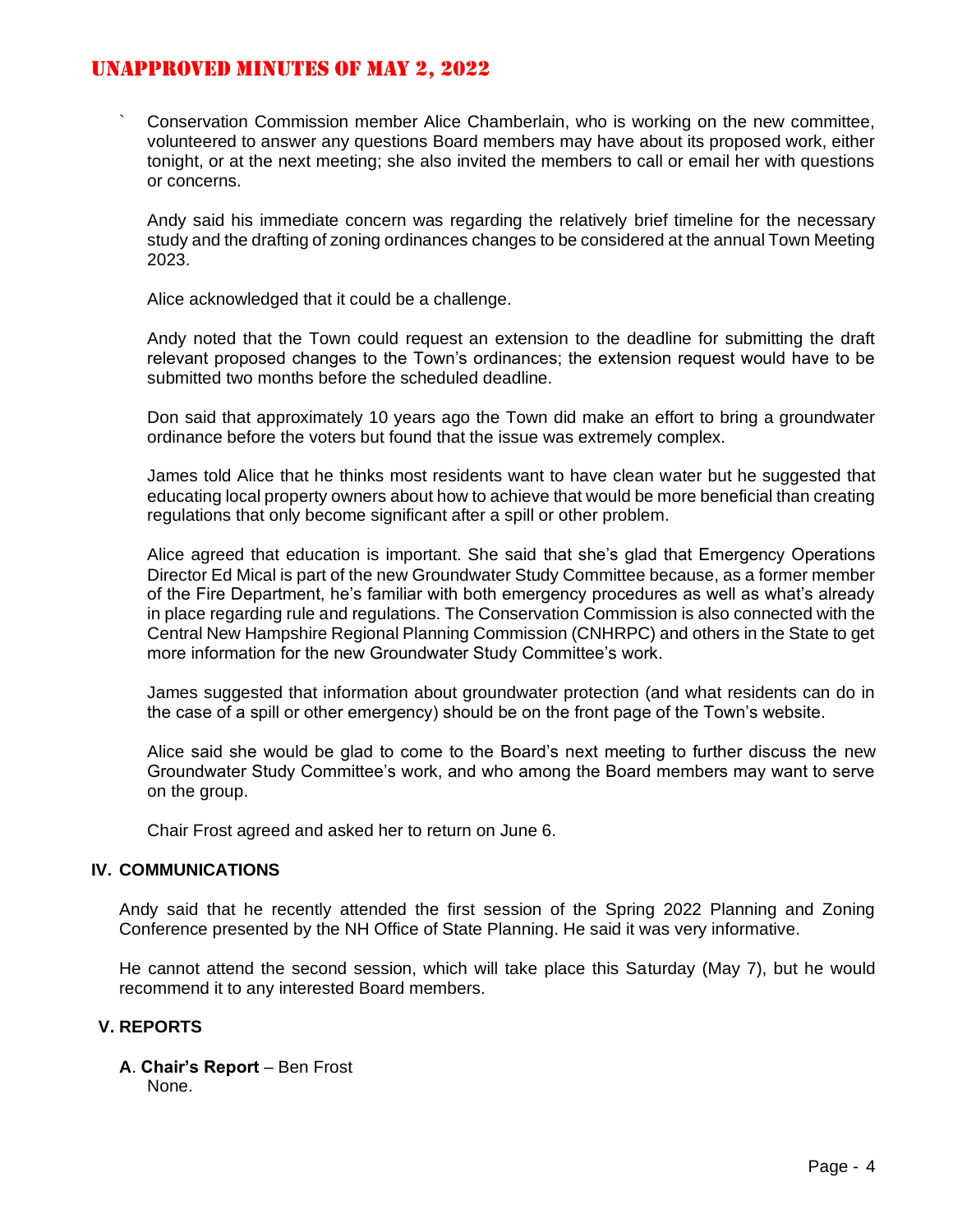` Conservation Commission member Alice Chamberlain, who is working on the new committee, volunteered to answer any questions Board members may have about its proposed work, either tonight, or at the next meeting; she also invited the members to call or email her with questions or concerns.

Andy said his immediate concern was regarding the relatively brief timeline for the necessary study and the drafting of zoning ordinances changes to be considered at the annual Town Meeting 2023.

Alice acknowledged that it could be a challenge.

Andy noted that the Town could request an extension to the deadline for submitting the draft relevant proposed changes to the Town's ordinances; the extension request would have to be submitted two months before the scheduled deadline.

Don said that approximately 10 years ago the Town did make an effort to bring a groundwater ordinance before the voters but found that the issue was extremely complex.

James told Alice that he thinks most residents want to have clean water but he suggested that educating local property owners about how to achieve that would be more beneficial than creating regulations that only become significant after a spill or other problem.

Alice agreed that education is important. She said that she's glad that Emergency Operations Director Ed Mical is part of the new Groundwater Study Committee because, as a former member of the Fire Department, he's familiar with both emergency procedures as well as what's already in place regarding rule and regulations. The Conservation Commission is also connected with the Central New Hampshire Regional Planning Commission (CNHRPC) and others in the State to get more information for the new Groundwater Study Committee's work.

James suggested that information about groundwater protection (and what residents can do in the case of a spill or other emergency) should be on the front page of the Town's website.

Alice said she would be glad to come to the Board's next meeting to further discuss the new Groundwater Study Committee's work, and who among the Board members may want to serve on the group.

Chair Frost agreed and asked her to return on June 6.

## IV. COMMUNICATIONS

Andy said that he recently attended the first session of the Spring 2022 Planning and Zoning Conference presented by the NH Office of State Planning. He said it was very informative.

He cannot attend the second session, which will take place this Saturday (May 7), but he would recommend it to any interested Board members.

## V. REPORTS

**A**. **Chair's Report** – Ben Frost
None.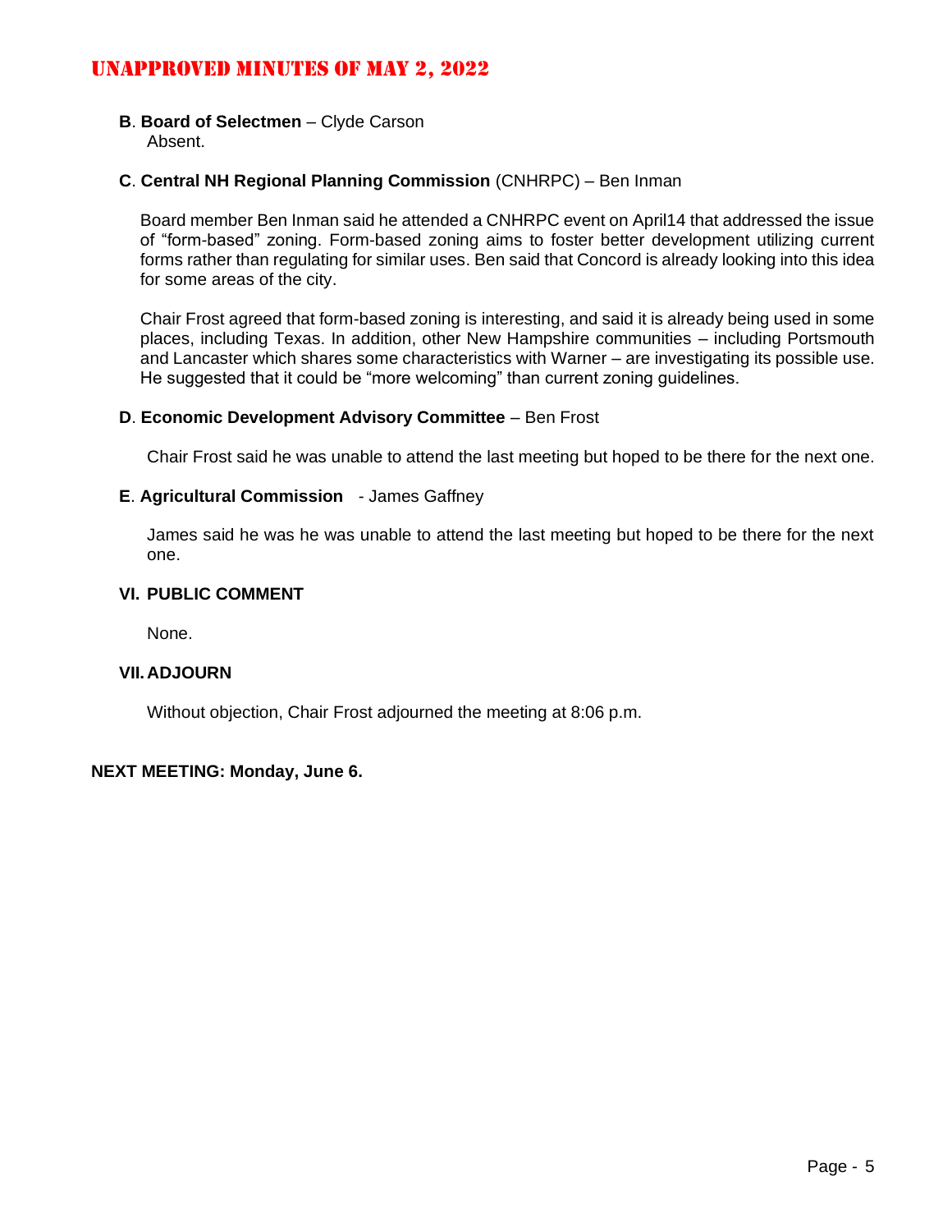**B**. **Board of Selectmen** – Clyde Carson
Absent.

**C**. **Central NH Regional Planning Commission** (CNHRPC) – Ben Inman

Board member Ben Inman said he attended a CNHRPC event on April14 that addressed the issue of "form-based" zoning. Form-based zoning aims to foster better development utilizing current forms rather than regulating for similar uses. Ben said that Concord is already looking into this idea for some areas of the city.

Chair Frost agreed that form-based zoning is interesting, and said it is already being used in some places, including Texas. In addition, other New Hampshire communities – including Portsmouth and Lancaster which shares some characteristics with Warner – are investigating its possible use. He suggested that it could be "more welcoming" than current zoning guidelines.

**D**. **Economic Development Advisory Committee** – Ben Frost

Chair Frost said he was unable to attend the last meeting but hoped to be there for the next one.

**E**. **Agricultural Commission** - James Gaffney

James said he was he was unable to attend the last meeting but hoped to be there for the next one.

**VI. PUBLIC COMMENT**

None.

**VII. ADJOURN**

Without objection, Chair Frost adjourned the meeting at 8:06 p.m.

**NEXT MEETING: Monday, June 6.**